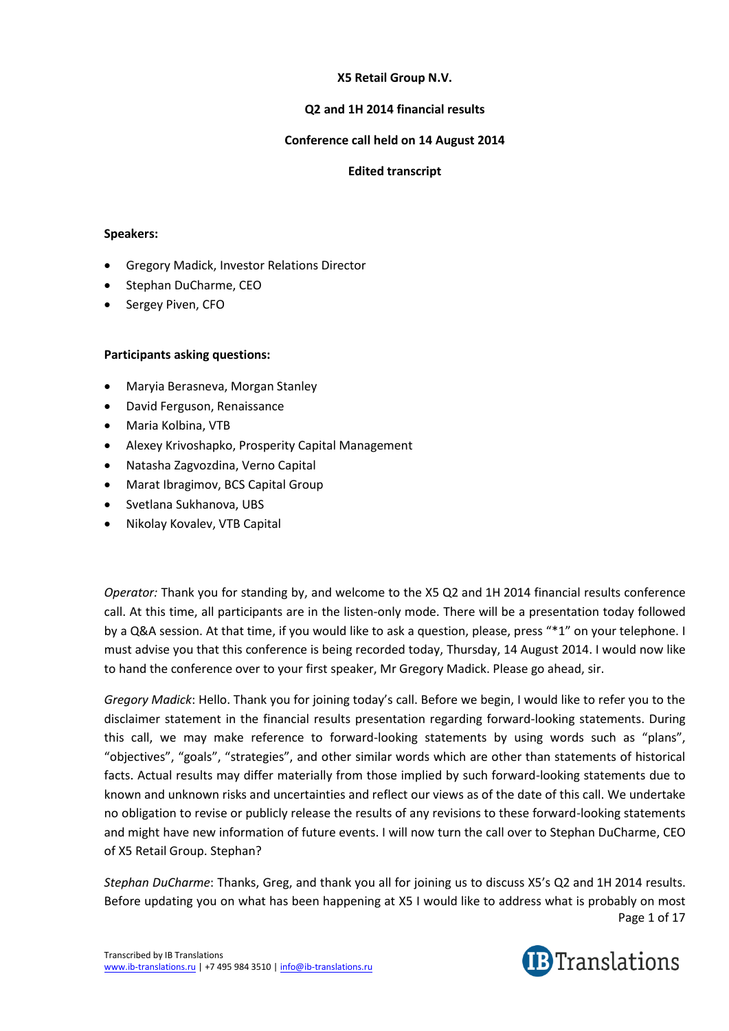**X5 Retail Group N.V.**

**Q2 and 1H 2014 financial results**

**Conference call held on 14 August 2014**

**Edited transcript**

**Speakers:**

- Gregory Madick, Investor Relations Director
- Stephan DuCharme, CEO
- Sergey Piven, CFO

**Participants asking questions:**

- Maryia Berasneva, Morgan Stanley
- David Ferguson, Renaissance
- Maria Kolbina, VTB
- Alexey Krivoshapko, Prosperity Capital Management
- Natasha Zagvozdina, Verno Capital
- Marat Ibragimov, BCS Capital Group
- Svetlana Sukhanova, UBS
- Nikolay Kovalev, VTB Capital

*Operator:* Thank you for standing by, and welcome to the X5 Q2 and 1H 2014 financial results conference call. At this time, all participants are in the listen-only mode. There will be a presentation today followed by a Q&A session. At that time, if you would like to ask a question, please, press "*1" on your telephone. I must advise you that this conference is being recorded today, Thursday, 14 August 2014. I would now like to hand the conference over to your first speaker, Mr Gregory Madick. Please go ahead, sir.

*Gregory Madick*: Hello. Thank you for joining today's call. Before we begin, I would like to refer you to the disclaimer statement in the financial results presentation regarding forward-looking statements. During this call, we may make reference to forward-looking statements by using words such as "plans", "objectives", "goals", "strategies", and other similar words which are other than statements of historical facts. Actual results may differ materially from those implied by such forward-looking statements due to known and unknown risks and uncertainties and reflect our views as of the date of this call. We undertake no obligation to revise or publicly release the results of any revisions to these forward-looking statements and might have new information of future events. I will now turn the call over to Stephan DuCharme, CEO of X5 Retail Group. Stephan?

*Stephan DuCharme*: Thanks, Greg, and thank you all for joining us to discuss X5's Q2 and 1H 2014 results. Before updating you on what has been happening at X5 I would like to address what is probably on most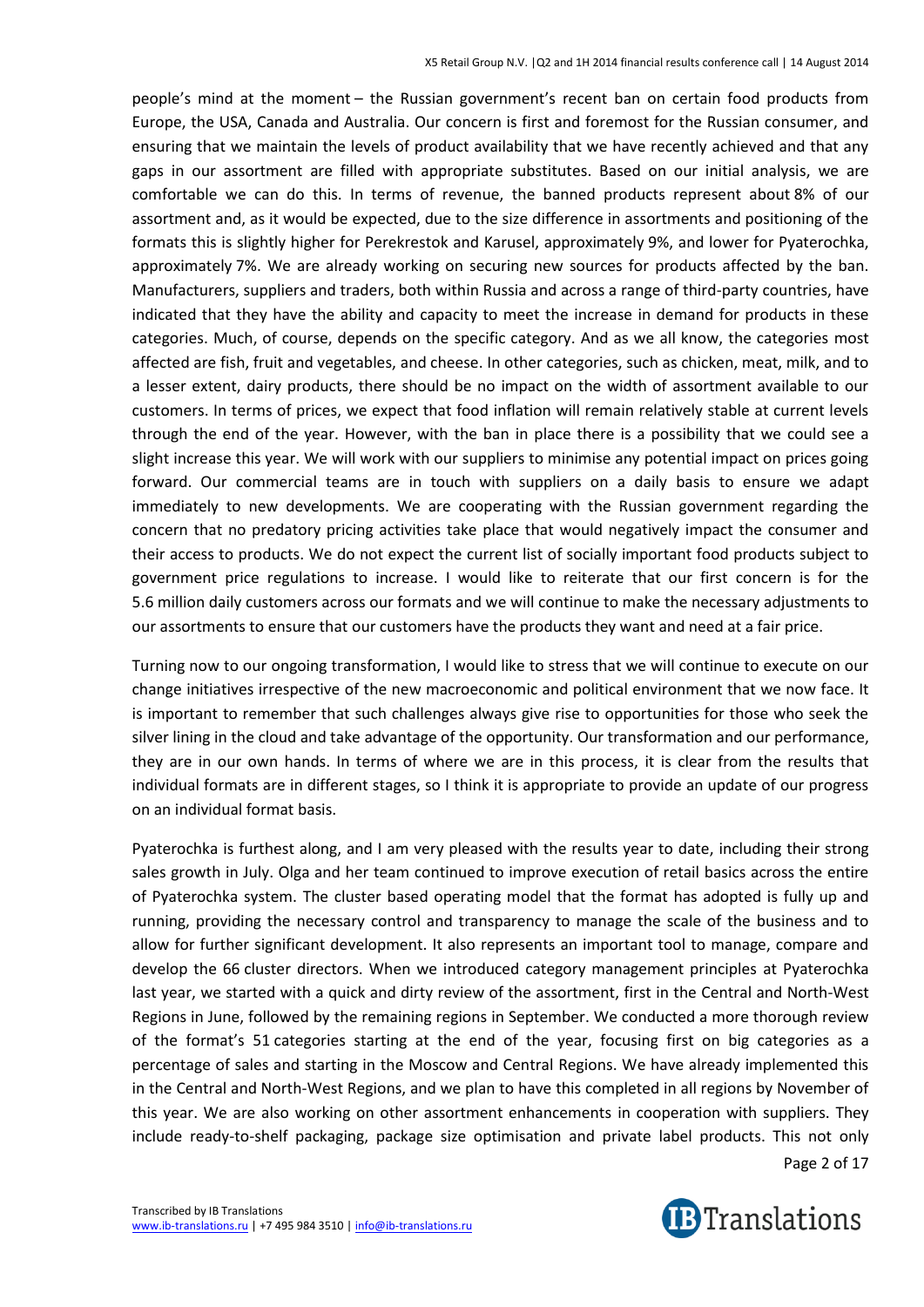people's mind at the moment – the Russian government's recent ban on certain food products from Europe, the USA, Canada and Australia. Our concern is first and foremost for the Russian consumer, and ensuring that we maintain the levels of product availability that we have recently achieved and that any gaps in our assortment are filled with appropriate substitutes. Based on our initial analysis, we are comfortable we can do this. In terms of revenue, the banned products represent about 8% of our assortment and, as it would be expected, due to the size difference in assortments and positioning of the formats this is slightly higher for Perekrestok and Karusel, approximately 9%, and lower for Pyaterochka, approximately 7%. We are already working on securing new sources for products affected by the ban. Manufacturers, suppliers and traders, both within Russia and across a range of third-party countries, have indicated that they have the ability and capacity to meet the increase in demand for products in these categories. Much, of course, depends on the specific category. And as we all know, the categories most affected are fish, fruit and vegetables, and cheese. In other categories, such as chicken, meat, milk, and to a lesser extent, dairy products, there should be no impact on the width of assortment available to our customers. In terms of prices, we expect that food inflation will remain relatively stable at current levels through the end of the year. However, with the ban in place there is a possibility that we could see a slight increase this year. We will work with our suppliers to minimise any potential impact on prices going forward. Our commercial teams are in touch with suppliers on a daily basis to ensure we adapt immediately to new developments. We are cooperating with the Russian government regarding the concern that no predatory pricing activities take place that would negatively impact the consumer and their access to products. We do not expect the current list of socially important food products subject to government price regulations to increase. I would like to reiterate that our first concern is for the 5.6 million daily customers across our formats and we will continue to make the necessary adjustments to our assortments to ensure that our customers have the products they want and need at a fair price.

Turning now to our ongoing transformation, I would like to stress that we will continue to execute on our change initiatives irrespective of the new macroeconomic and political environment that we now face. It is important to remember that such challenges always give rise to opportunities for those who seek the silver lining in the cloud and take advantage of the opportunity. Our transformation and our performance, they are in our own hands. In terms of where we are in this process, it is clear from the results that individual formats are in different stages, so I think it is appropriate to provide an update of our progress on an individual format basis.

Pyaterochka is furthest along, and I am very pleased with the results year to date, including their strong sales growth in July. Olga and her team continued to improve execution of retail basics across the entire of Pyaterochka system. The cluster based operating model that the format has adopted is fully up and running, providing the necessary control and transparency to manage the scale of the business and to allow for further significant development. It also represents an important tool to manage, compare and develop the 66 cluster directors. When we introduced category management principles at Pyaterochka last year, we started with a quick and dirty review of the assortment, first in the Central and North-West Regions in June, followed by the remaining regions in September. We conducted a more thorough review of the format's 51 categories starting at the end of the year, focusing first on big categories as a percentage of sales and starting in the Moscow and Central Regions. We have already implemented this in the Central and North-West Regions, and we plan to have this completed in all regions by November of this year. We are also working on other assortment enhancements in cooperation with suppliers. They include ready-to-shelf packaging, package size optimisation and private label products. This not only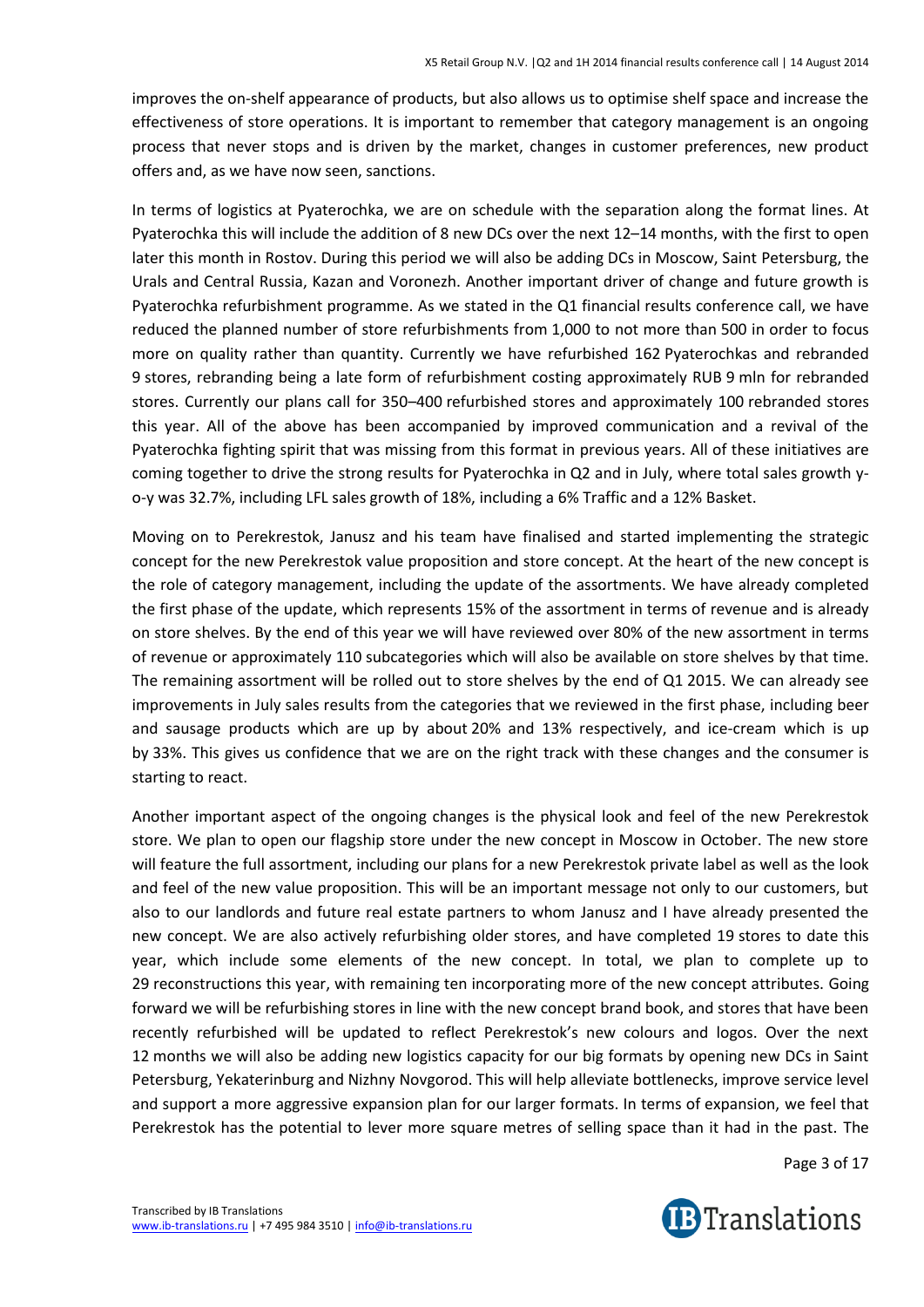improves the on-shelf appearance of products, but also allows us to optimise shelf space and increase the effectiveness of store operations. It is important to remember that category management is an ongoing process that never stops and is driven by the market, changes in customer preferences, new product offers and, as we have now seen, sanctions.

In terms of logistics at Pyaterochka, we are on schedule with the separation along the format lines. At Pyaterochka this will include the addition of 8 new DCs over the next 12–14 months, with the first to open later this month in Rostov. During this period we will also be adding DCs in Moscow, Saint Petersburg, the Urals and Central Russia, Kazan and Voronezh. Another important driver of change and future growth is Pyaterochka refurbishment programme. As we stated in the Q1 financial results conference call, we have reduced the planned number of store refurbishments from 1,000 to not more than 500 in order to focus more on quality rather than quantity. Currently we have refurbished 162 Pyaterochkas and rebranded 9 stores, rebranding being a late form of refurbishment costing approximately RUB 9 mln for rebranded stores. Currently our plans call for 350–400 refurbished stores and approximately 100 rebranded stores this year. All of the above has been accompanied by improved communication and a revival of the Pyaterochka fighting spirit that was missing from this format in previous years. All of these initiatives are coming together to drive the strong results for Pyaterochka in Q2 and in July, where total sales growth y-o-y was 32.7%, including LFL sales growth of 18%, including a 6% Traffic and a 12% Basket.

Moving on to Perekrestok, Janusz and his team have finalised and started implementing the strategic concept for the new Perekrestok value proposition and store concept. At the heart of the new concept is the role of category management, including the update of the assortments. We have already completed the first phase of the update, which represents 15% of the assortment in terms of revenue and is already on store shelves. By the end of this year we will have reviewed over 80% of the new assortment in terms of revenue or approximately 110 subcategories which will also be available on store shelves by that time. The remaining assortment will be rolled out to store shelves by the end of Q1 2015. We can already see improvements in July sales results from the categories that we reviewed in the first phase, including beer and sausage products which are up by about 20% and 13% respectively, and ice-cream which is up by 33%. This gives us confidence that we are on the right track with these changes and the consumer is starting to react.

Another important aspect of the ongoing changes is the physical look and feel of the new Perekrestok store. We plan to open our flagship store under the new concept in Moscow in October. The new store will feature the full assortment, including our plans for a new Perekrestok private label as well as the look and feel of the new value proposition. This will be an important message not only to our customers, but also to our landlords and future real estate partners to whom Janusz and I have already presented the new concept. We are also actively refurbishing older stores, and have completed 19 stores to date this year, which include some elements of the new concept. In total, we plan to complete up to 29 reconstructions this year, with remaining ten incorporating more of the new concept attributes. Going forward we will be refurbishing stores in line with the new concept brand book, and stores that have been recently refurbished will be updated to reflect Perekrestok's new colours and logos. Over the next 12 months we will also be adding new logistics capacity for our big formats by opening new DCs in Saint Petersburg, Yekaterinburg and Nizhny Novgorod. This will help alleviate bottlenecks, improve service level and support a more aggressive expansion plan for our larger formats. In terms of expansion, we feel that Perekrestok has the potential to lever more square metres of selling space than it had in the past. The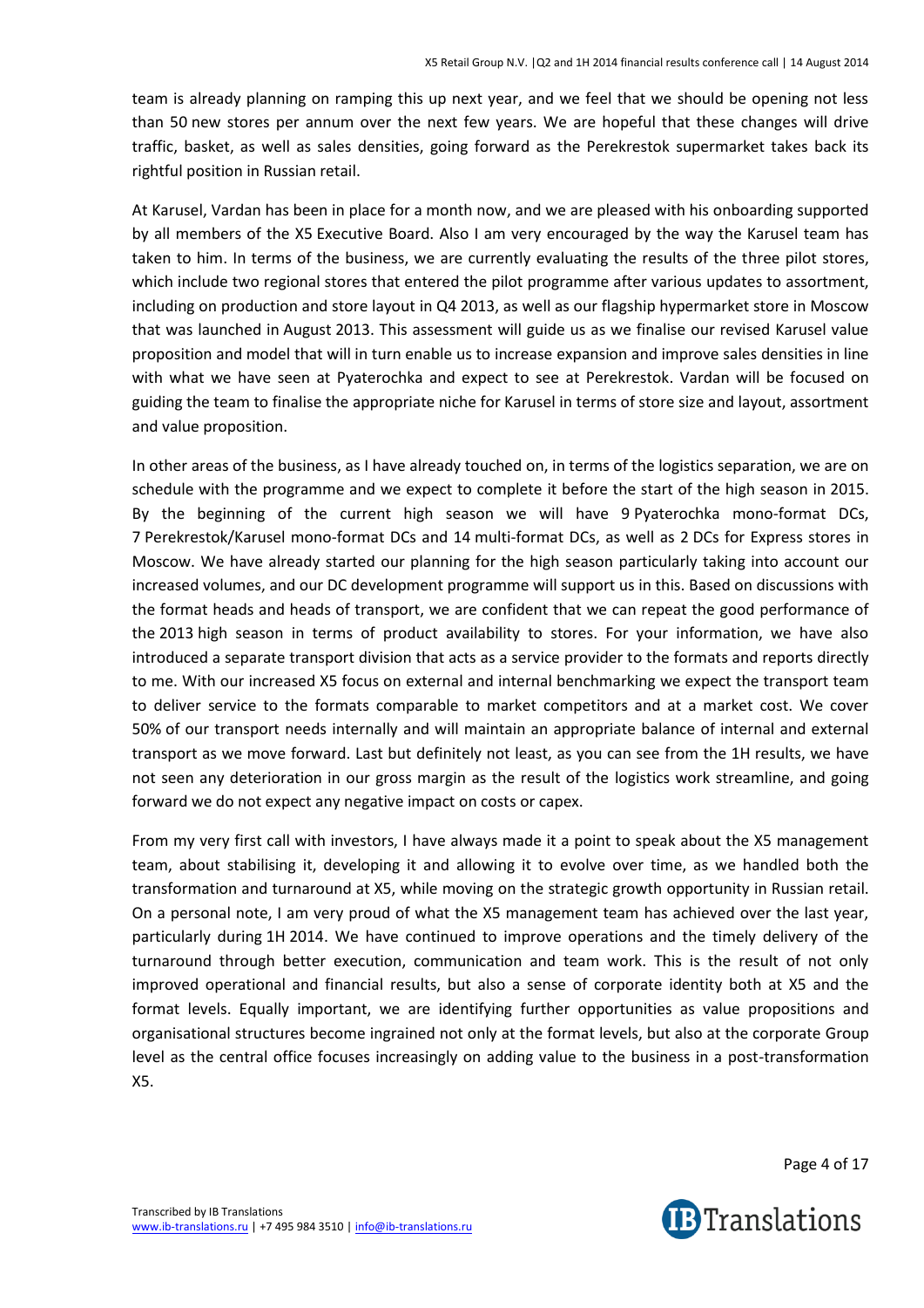team is already planning on ramping this up next year, and we feel that we should be opening not less than 50 new stores per annum over the next few years. We are hopeful that these changes will drive traffic, basket, as well as sales densities, going forward as the Perekrestok supermarket takes back its rightful position in Russian retail.

At Karusel, Vardan has been in place for a month now, and we are pleased with his onboarding supported by all members of the X5 Executive Board. Also I am very encouraged by the way the Karusel team has taken to him. In terms of the business, we are currently evaluating the results of the three pilot stores, which include two regional stores that entered the pilot programme after various updates to assortment, including on production and store layout in Q4 2013, as well as our flagship hypermarket store in Moscow that was launched in August 2013. This assessment will guide us as we finalise our revised Karusel value proposition and model that will in turn enable us to increase expansion and improve sales densities in line with what we have seen at Pyaterochka and expect to see at Perekrestok. Vardan will be focused on guiding the team to finalise the appropriate niche for Karusel in terms of store size and layout, assortment and value proposition.

In other areas of the business, as I have already touched on, in terms of the logistics separation, we are on schedule with the programme and we expect to complete it before the start of the high season in 2015. By the beginning of the current high season we will have 9 Pyaterochka mono-format DCs, 7 Perekrestok/Karusel mono-format DCs and 14 multi-format DCs, as well as 2 DCs for Express stores in Moscow. We have already started our planning for the high season particularly taking into account our increased volumes, and our DC development programme will support us in this. Based on discussions with the format heads and heads of transport, we are confident that we can repeat the good performance of the 2013 high season in terms of product availability to stores. For your information, we have also introduced a separate transport division that acts as a service provider to the formats and reports directly to me. With our increased X5 focus on external and internal benchmarking we expect the transport team to deliver service to the formats comparable to market competitors and at a market cost. We cover 50% of our transport needs internally and will maintain an appropriate balance of internal and external transport as we move forward. Last but definitely not least, as you can see from the 1H results, we have not seen any deterioration in our gross margin as the result of the logistics work streamline, and going forward we do not expect any negative impact on costs or capex.

From my very first call with investors, I have always made it a point to speak about the X5 management team, about stabilising it, developing it and allowing it to evolve over time, as we handled both the transformation and turnaround at X5, while moving on the strategic growth opportunity in Russian retail. On a personal note, I am very proud of what the X5 management team has achieved over the last year, particularly during 1H 2014. We have continued to improve operations and the timely delivery of the turnaround through better execution, communication and team work. This is the result of not only improved operational and financial results, but also a sense of corporate identity both at X5 and the format levels. Equally important, we are identifying further opportunities as value propositions and organisational structures become ingrained not only at the format levels, but also at the corporate Group level as the central office focuses increasingly on adding value to the business in a post-transformation X5.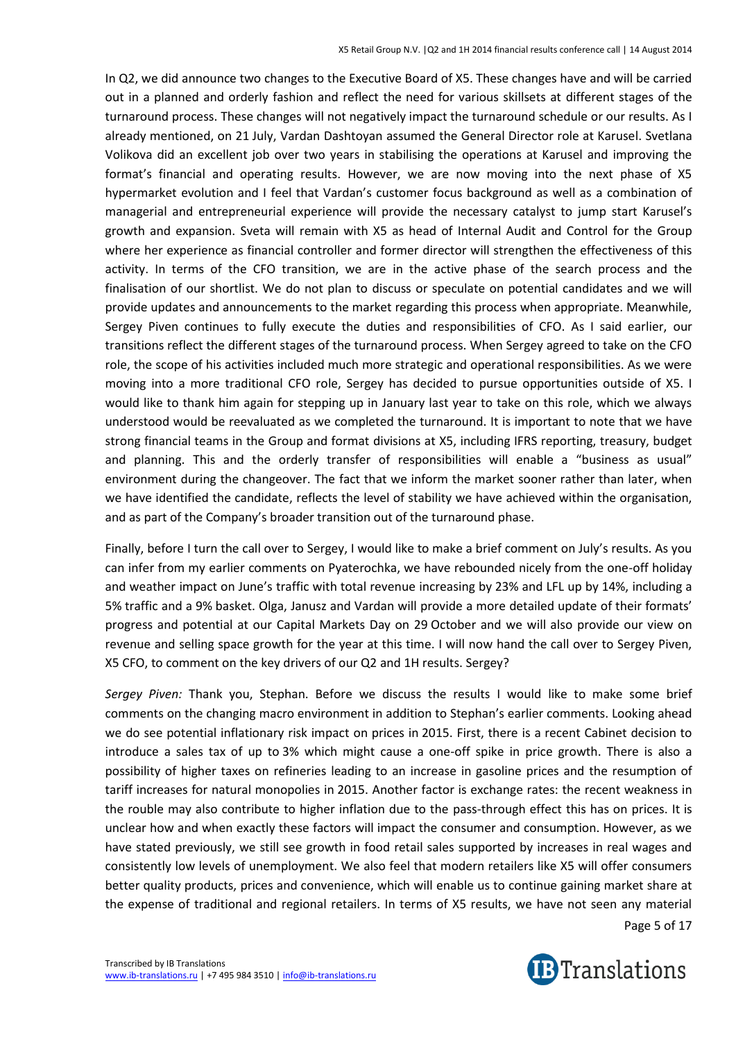In Q2, we did announce two changes to the Executive Board of X5. These changes have and will be carried out in a planned and orderly fashion and reflect the need for various skillsets at different stages of the turnaround process. These changes will not negatively impact the turnaround schedule or our results. As I already mentioned, on 21 July, Vardan Dashtoyan assumed the General Director role at Karusel. Svetlana Volikova did an excellent job over two years in stabilising the operations at Karusel and improving the format's financial and operating results. However, we are now moving into the next phase of X5 hypermarket evolution and I feel that Vardan's customer focus background as well as a combination of managerial and entrepreneurial experience will provide the necessary catalyst to jump start Karusel's growth and expansion. Sveta will remain with X5 as head of Internal Audit and Control for the Group where her experience as financial controller and former director will strengthen the effectiveness of this activity. In terms of the CFO transition, we are in the active phase of the search process and the finalisation of our shortlist. We do not plan to discuss or speculate on potential candidates and we will provide updates and announcements to the market regarding this process when appropriate. Meanwhile, Sergey Piven continues to fully execute the duties and responsibilities of CFO. As I said earlier, our transitions reflect the different stages of the turnaround process. When Sergey agreed to take on the CFO role, the scope of his activities included much more strategic and operational responsibilities. As we were moving into a more traditional CFO role, Sergey has decided to pursue opportunities outside of X5. I would like to thank him again for stepping up in January last year to take on this role, which we always understood would be reevaluated as we completed the turnaround. It is important to note that we have strong financial teams in the Group and format divisions at X5, including IFRS reporting, treasury, budget and planning. This and the orderly transfer of responsibilities will enable a "business as usual" environment during the changeover. The fact that we inform the market sooner rather than later, when we have identified the candidate, reflects the level of stability we have achieved within the organisation, and as part of the Company's broader transition out of the turnaround phase.

Finally, before I turn the call over to Sergey, I would like to make a brief comment on July's results. As you can infer from my earlier comments on Pyaterochka, we have rebounded nicely from the one-off holiday and weather impact on June's traffic with total revenue increasing by 23% and LFL up by 14%, including a 5% traffic and a 9% basket. Olga, Janusz and Vardan will provide a more detailed update of their formats' progress and potential at our Capital Markets Day on 29 October and we will also provide our view on revenue and selling space growth for the year at this time. I will now hand the call over to Sergey Piven, X5 CFO, to comment on the key drivers of our Q2 and 1H results. Sergey?

*Sergey Piven:* Thank you, Stephan. Before we discuss the results I would like to make some brief comments on the changing macro environment in addition to Stephan's earlier comments. Looking ahead we do see potential inflationary risk impact on prices in 2015. First, there is a recent Cabinet decision to introduce a sales tax of up to 3% which might cause a one-off spike in price growth. There is also a possibility of higher taxes on refineries leading to an increase in gasoline prices and the resumption of tariff increases for natural monopolies in 2015. Another factor is exchange rates: the recent weakness in the rouble may also contribute to higher inflation due to the pass-through effect this has on prices. It is unclear how and when exactly these factors will impact the consumer and consumption. However, as we have stated previously, we still see growth in food retail sales supported by increases in real wages and consistently low levels of unemployment. We also feel that modern retailers like X5 will offer consumers better quality products, prices and convenience, which will enable us to continue gaining market share at the expense of traditional and regional retailers. In terms of X5 results, we have not seen any material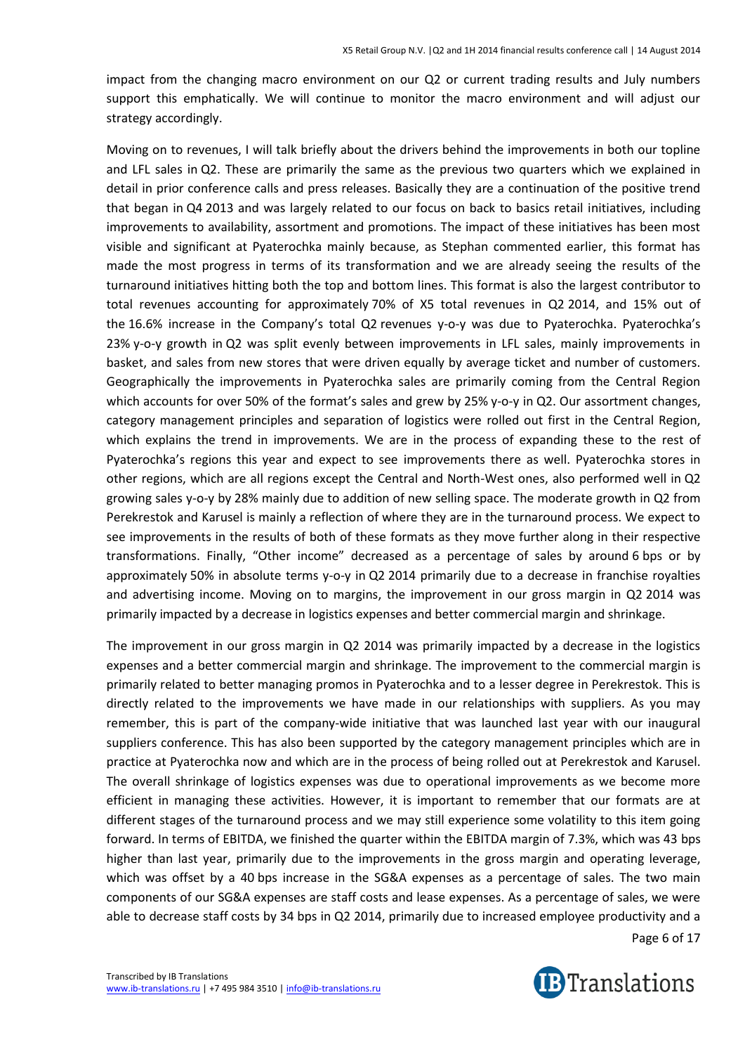impact from the changing macro environment on our Q2 or current trading results and July numbers support this emphatically. We will continue to monitor the macro environment and will adjust our strategy accordingly.

Moving on to revenues, I will talk briefly about the drivers behind the improvements in both our topline and LFL sales in Q2. These are primarily the same as the previous two quarters which we explained in detail in prior conference calls and press releases. Basically they are a continuation of the positive trend that began in Q4 2013 and was largely related to our focus on back to basics retail initiatives, including improvements to availability, assortment and promotions. The impact of these initiatives has been most visible and significant at Pyaterochka mainly because, as Stephan commented earlier, this format has made the most progress in terms of its transformation and we are already seeing the results of the turnaround initiatives hitting both the top and bottom lines. This format is also the largest contributor to total revenues accounting for approximately 70% of X5 total revenues in Q2 2014, and 15% out of the 16.6% increase in the Company's total Q2 revenues y-o-y was due to Pyaterochka. Pyaterochka's 23% y-o-y growth in Q2 was split evenly between improvements in LFL sales, mainly improvements in basket, and sales from new stores that were driven equally by average ticket and number of customers. Geographically the improvements in Pyaterochka sales are primarily coming from the Central Region which accounts for over 50% of the format's sales and grew by 25% y-o-y in Q2. Our assortment changes, category management principles and separation of logistics were rolled out first in the Central Region, which explains the trend in improvements. We are in the process of expanding these to the rest of Pyaterochka's regions this year and expect to see improvements there as well. Pyaterochka stores in other regions, which are all regions except the Central and North-West ones, also performed well in Q2 growing sales y-o-y by 28% mainly due to addition of new selling space. The moderate growth in Q2 from Perekrestok and Karusel is mainly a reflection of where they are in the turnaround process. We expect to see improvements in the results of both of these formats as they move further along in their respective transformations. Finally, "Other income" decreased as a percentage of sales by around 6 bps or by approximately 50% in absolute terms y-o-y in Q2 2014 primarily due to a decrease in franchise royalties and advertising income. Moving on to margins, the improvement in our gross margin in Q2 2014 was primarily impacted by a decrease in logistics expenses and better commercial margin and shrinkage.

The improvement in our gross margin in Q2 2014 was primarily impacted by a decrease in the logistics expenses and a better commercial margin and shrinkage. The improvement to the commercial margin is primarily related to better managing promos in Pyaterochka and to a lesser degree in Perekrestok. This is directly related to the improvements we have made in our relationships with suppliers. As you may remember, this is part of the company-wide initiative that was launched last year with our inaugural suppliers conference. This has also been supported by the category management principles which are in practice at Pyaterochka now and which are in the process of being rolled out at Perekrestok and Karusel. The overall shrinkage of logistics expenses was due to operational improvements as we become more efficient in managing these activities. However, it is important to remember that our formats are at different stages of the turnaround process and we may still experience some volatility to this item going forward. In terms of EBITDA, we finished the quarter within the EBITDA margin of 7.3%, which was 43 bps higher than last year, primarily due to the improvements in the gross margin and operating leverage, which was offset by a 40 bps increase in the SG&A expenses as a percentage of sales. The two main components of our SG&A expenses are staff costs and lease expenses. As a percentage of sales, we were able to decrease staff costs by 34 bps in Q2 2014, primarily due to increased employee productivity and a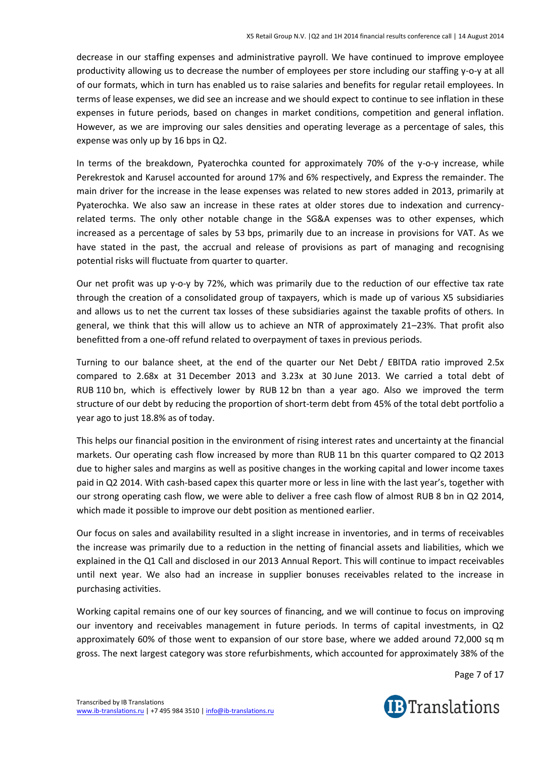decrease in our staffing expenses and administrative payroll. We have continued to improve employee productivity allowing us to decrease the number of employees per store including our staffing y-o-y at all of our formats, which in turn has enabled us to raise salaries and benefits for regular retail employees. In terms of lease expenses, we did see an increase and we should expect to continue to see inflation in these expenses in future periods, based on changes in market conditions, competition and general inflation. However, as we are improving our sales densities and operating leverage as a percentage of sales, this expense was only up by 16 bps in Q2.

In terms of the breakdown, Pyaterochka counted for approximately 70% of the y-o-y increase, while Perekrestok and Karusel accounted for around 17% and 6% respectively, and Express the remainder. The main driver for the increase in the lease expenses was related to new stores added in 2013, primarily at Pyaterochka. We also saw an increase in these rates at older stores due to indexation and currency-related terms. The only other notable change in the SG&A expenses was to other expenses, which increased as a percentage of sales by 53 bps, primarily due to an increase in provisions for VAT. As we have stated in the past, the accrual and release of provisions as part of managing and recognising potential risks will fluctuate from quarter to quarter.

Our net profit was up y-o-y by 72%, which was primarily due to the reduction of our effective tax rate through the creation of a consolidated group of taxpayers, which is made up of various X5 subsidiaries and allows us to net the current tax losses of these subsidiaries against the taxable profits of others. In general, we think that this will allow us to achieve an NTR of approximately 21–23%. That profit also benefitted from a one-off refund related to overpayment of taxes in previous periods.

Turning to our balance sheet, at the end of the quarter our Net Debt / EBITDA ratio improved 2.5x compared to 2.68x at 31 December 2013 and 3.23x at 30 June 2013. We carried a total debt of RUB 110 bn, which is effectively lower by RUB 12 bn than a year ago. Also we improved the term structure of our debt by reducing the proportion of short-term debt from 45% of the total debt portfolio a year ago to just 18.8% as of today.

This helps our financial position in the environment of rising interest rates and uncertainty at the financial markets. Our operating cash flow increased by more than RUB 11 bn this quarter compared to Q2 2013 due to higher sales and margins as well as positive changes in the working capital and lower income taxes paid in Q2 2014. With cash-based capex this quarter more or less in line with the last year's, together with our strong operating cash flow, we were able to deliver a free cash flow of almost RUB 8 bn in Q2 2014, which made it possible to improve our debt position as mentioned earlier.

Our focus on sales and availability resulted in a slight increase in inventories, and in terms of receivables the increase was primarily due to a reduction in the netting of financial assets and liabilities, which we explained in the Q1 Call and disclosed in our 2013 Annual Report. This will continue to impact receivables until next year. We also had an increase in supplier bonuses receivables related to the increase in purchasing activities.

Working capital remains one of our key sources of financing, and we will continue to focus on improving our inventory and receivables management in future periods. In terms of capital investments, in Q2 approximately 60% of those went to expansion of our store base, where we added around 72,000 sq m gross. The next largest category was store refurbishments, which accounted for approximately 38% of the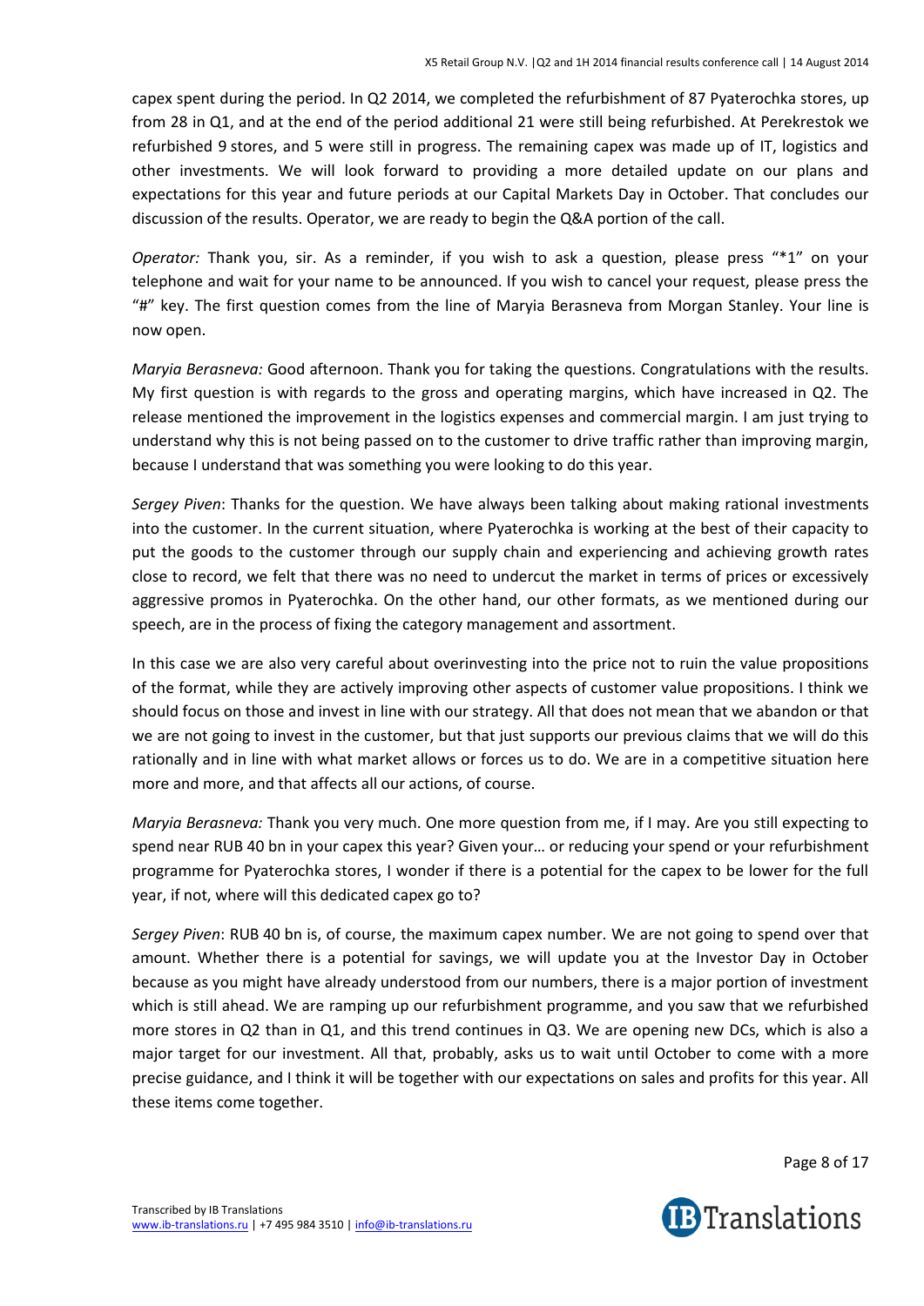capex spent during the period. In Q2 2014, we completed the refurbishment of 87 Pyaterochka stores, up from 28 in Q1, and at the end of the period additional 21 were still being refurbished. At Perekrestok we refurbished 9 stores, and 5 were still in progress. The remaining capex was made up of IT, logistics and other investments. We will look forward to providing a more detailed update on our plans and expectations for this year and future periods at our Capital Markets Day in October. That concludes our discussion of the results. Operator, we are ready to begin the Q&A portion of the call.

*Operator:* Thank you, sir. As a reminder, if you wish to ask a question, please press "*1" on your telephone and wait for your name to be announced. If you wish to cancel your request, please press the "#" key. The first question comes from the line of Maryia Berasneva from Morgan Stanley. Your line is now open.

*Maryia Berasneva:* Good afternoon. Thank you for taking the questions. Congratulations with the results. My first question is with regards to the gross and operating margins, which have increased in Q2. The release mentioned the improvement in the logistics expenses and commercial margin. I am just trying to understand why this is not being passed on to the customer to drive traffic rather than improving margin, because I understand that was something you were looking to do this year.

*Sergey Piven*: Thanks for the question. We have always been talking about making rational investments into the customer. In the current situation, where Pyaterochka is working at the best of their capacity to put the goods to the customer through our supply chain and experiencing and achieving growth rates close to record, we felt that there was no need to undercut the market in terms of prices or excessively aggressive promos in Pyaterochka. On the other hand, our other formats, as we mentioned during our speech, are in the process of fixing the category management and assortment.

In this case we are also very careful about overinvesting into the price not to ruin the value propositions of the format, while they are actively improving other aspects of customer value propositions. I think we should focus on those and invest in line with our strategy. All that does not mean that we abandon or that we are not going to invest in the customer, but that just supports our previous claims that we will do this rationally and in line with what market allows or forces us to do. We are in a competitive situation here more and more, and that affects all our actions, of course.

*Maryia Berasneva:* Thank you very much. One more question from me, if I may. Are you still expecting to spend near RUB 40 bn in your capex this year? Given your… or reducing your spend or your refurbishment programme for Pyaterochka stores, I wonder if there is a potential for the capex to be lower for the full year, if not, where will this dedicated capex go to?

*Sergey Piven*: RUB 40 bn is, of course, the maximum capex number. We are not going to spend over that amount. Whether there is a potential for savings, we will update you at the Investor Day in October because as you might have already understood from our numbers, there is a major portion of investment which is still ahead. We are ramping up our refurbishment programme, and you saw that we refurbished more stores in Q2 than in Q1, and this trend continues in Q3. We are opening new DCs, which is also a major target for our investment. All that, probably, asks us to wait until October to come with a more precise guidance, and I think it will be together with our expectations on sales and profits for this year. All these items come together.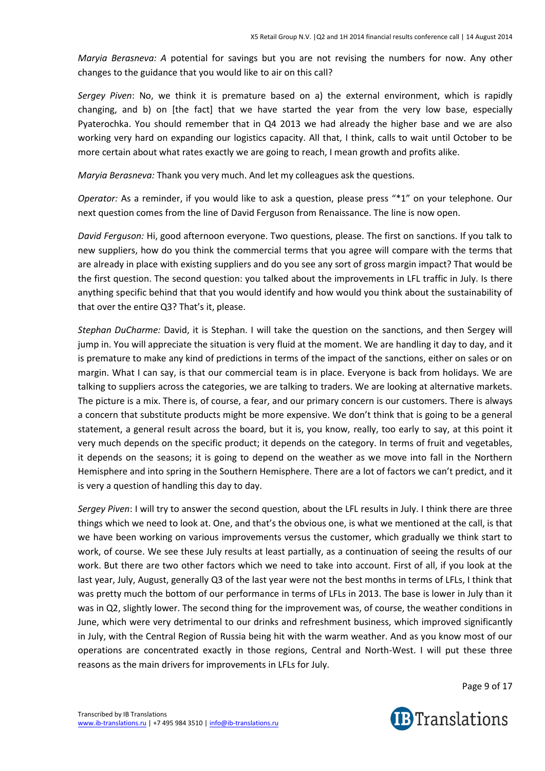*Maryia Berasneva: A* potential for savings but you are not revising the numbers for now. Any other changes to the guidance that you would like to air on this call?

*Sergey Piven*: No, we think it is premature based on a) the external environment, which is rapidly changing, and b) on [the fact] that we have started the year from the very low base, especially Pyaterochka. You should remember that in Q4 2013 we had already the higher base and we are also working very hard on expanding our logistics capacity. All that, I think, calls to wait until October to be more certain about what rates exactly we are going to reach, I mean growth and profits alike.

*Maryia Berasneva:* Thank you very much. And let my colleagues ask the questions.

*Operator:* As a reminder, if you would like to ask a question, please press "*1" on your telephone. Our next question comes from the line of David Ferguson from Renaissance. The line is now open.

*David Ferguson:* Hi, good afternoon everyone. Two questions, please. The first on sanctions. If you talk to new suppliers, how do you think the commercial terms that you agree will compare with the terms that are already in place with existing suppliers and do you see any sort of gross margin impact? That would be the first question. The second question: you talked about the improvements in LFL traffic in July. Is there anything specific behind that that you would identify and how would you think about the sustainability of that over the entire Q3? That's it, please.

*Stephan DuCharme:* David, it is Stephan. I will take the question on the sanctions, and then Sergey will jump in. You will appreciate the situation is very fluid at the moment. We are handling it day to day, and it is premature to make any kind of predictions in terms of the impact of the sanctions, either on sales or on margin. What I can say, is that our commercial team is in place. Everyone is back from holidays. We are talking to suppliers across the categories, we are talking to traders. We are looking at alternative markets. The picture is a mix. There is, of course, a fear, and our primary concern is our customers. There is always a concern that substitute products might be more expensive. We don't think that is going to be a general statement, a general result across the board, but it is, you know, really, too early to say, at this point it very much depends on the specific product; it depends on the category. In terms of fruit and vegetables, it depends on the seasons; it is going to depend on the weather as we move into fall in the Northern Hemisphere and into spring in the Southern Hemisphere. There are a lot of factors we can't predict, and it is very a question of handling this day to day.

*Sergey Piven*: I will try to answer the second question, about the LFL results in July. I think there are three things which we need to look at. One, and that's the obvious one, is what we mentioned at the call, is that we have been working on various improvements versus the customer, which gradually we think start to work, of course. We see these July results at least partially, as a continuation of seeing the results of our work. But there are two other factors which we need to take into account. First of all, if you look at the last year, July, August, generally Q3 of the last year were not the best months in terms of LFLs, I think that was pretty much the bottom of our performance in terms of LFLs in 2013. The base is lower in July than it was in Q2, slightly lower. The second thing for the improvement was, of course, the weather conditions in June, which were very detrimental to our drinks and refreshment business, which improved significantly in July, with the Central Region of Russia being hit with the warm weather. And as you know most of our operations are concentrated exactly in those regions, Central and North-West. I will put these three reasons as the main drivers for improvements in LFLs for July.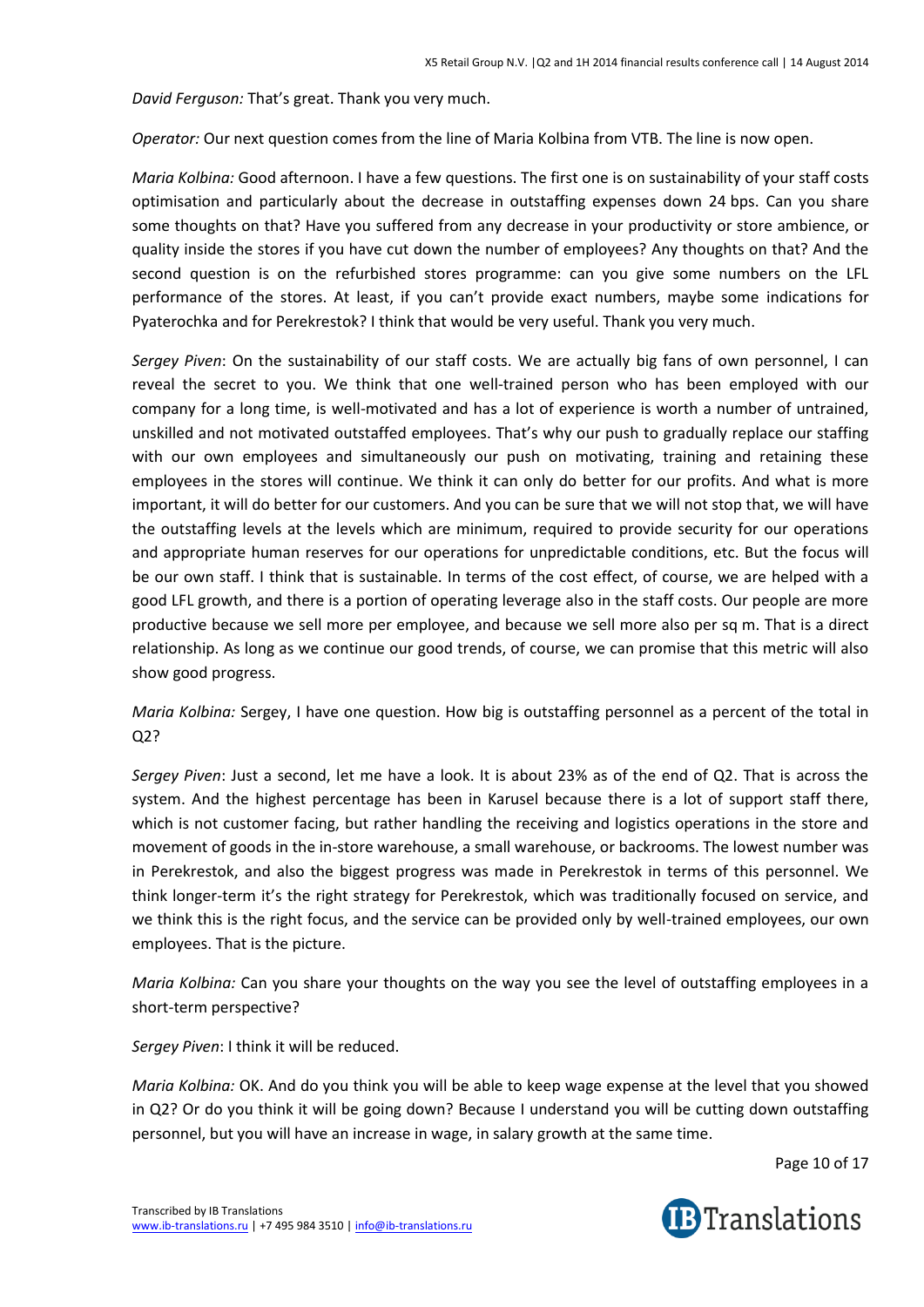*David Ferguson:* That's great. Thank you very much.

*Operator:* Our next question comes from the line of Maria Kolbina from VTB. The line is now open.

*Maria Kolbina:* Good afternoon. I have a few questions. The first one is on sustainability of your staff costs optimisation and particularly about the decrease in outstaffing expenses down 24 bps. Can you share some thoughts on that? Have you suffered from any decrease in your productivity or store ambience, or quality inside the stores if you have cut down the number of employees? Any thoughts on that? And the second question is on the refurbished stores programme: can you give some numbers on the LFL performance of the stores. At least, if you can't provide exact numbers, maybe some indications for Pyaterochka and for Perekrestok? I think that would be very useful. Thank you very much.

*Sergey Piven*: On the sustainability of our staff costs. We are actually big fans of own personnel, I can reveal the secret to you. We think that one well-trained person who has been employed with our company for a long time, is well-motivated and has a lot of experience is worth a number of untrained, unskilled and not motivated outstaffed employees. That's why our push to gradually replace our staffing with our own employees and simultaneously our push on motivating, training and retaining these employees in the stores will continue. We think it can only do better for our profits. And what is more important, it will do better for our customers. And you can be sure that we will not stop that, we will have the outstaffing levels at the levels which are minimum, required to provide security for our operations and appropriate human reserves for our operations for unpredictable conditions, etc. But the focus will be our own staff. I think that is sustainable. In terms of the cost effect, of course, we are helped with a good LFL growth, and there is a portion of operating leverage also in the staff costs. Our people are more productive because we sell more per employee, and because we sell more also per sq m. That is a direct relationship. As long as we continue our good trends, of course, we can promise that this metric will also show good progress.

*Maria Kolbina:* Sergey, I have one question. How big is outstaffing personnel as a percent of the total in Q2?

*Sergey Piven*: Just a second, let me have a look. It is about 23% as of the end of Q2. That is across the system. And the highest percentage has been in Karusel because there is a lot of support staff there, which is not customer facing, but rather handling the receiving and logistics operations in the store and movement of goods in the in-store warehouse, a small warehouse, or backrooms. The lowest number was in Perekrestok, and also the biggest progress was made in Perekrestok in terms of this personnel. We think longer-term it's the right strategy for Perekrestok, which was traditionally focused on service, and we think this is the right focus, and the service can be provided only by well-trained employees, our own employees. That is the picture.

*Maria Kolbina:* Can you share your thoughts on the way you see the level of outstaffing employees in a short-term perspective?

*Sergey Piven*: I think it will be reduced.

*Maria Kolbina:* OK. And do you think you will be able to keep wage expense at the level that you showed in Q2? Or do you think it will be going down? Because I understand you will be cutting down outstaffing personnel, but you will have an increase in wage, in salary growth at the same time.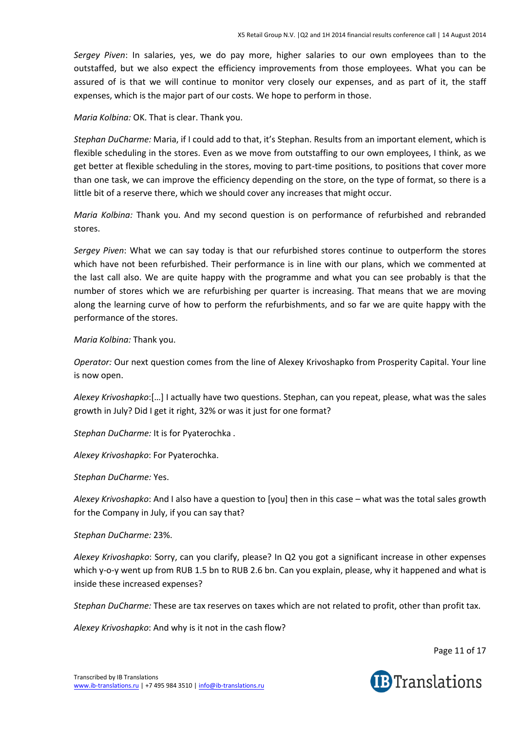*Sergey Piven*: In salaries, yes, we do pay more, higher salaries to our own employees than to the outstaffed, but we also expect the efficiency improvements from those employees. What you can be assured of is that we will continue to monitor very closely our expenses, and as part of it, the staff expenses, which is the major part of our costs. We hope to perform in those.

*Maria Kolbina:* OK. That is clear. Thank you.

*Stephan DuCharme:* Maria, if I could add to that, it's Stephan. Results from an important element, which is flexible scheduling in the stores. Even as we move from outstaffing to our own employees, I think, as we get better at flexible scheduling in the stores, moving to part-time positions, to positions that cover more than one task, we can improve the efficiency depending on the store, on the type of format, so there is a little bit of a reserve there, which we should cover any increases that might occur.

*Maria Kolbina:* Thank you. And my second question is on performance of refurbished and rebranded stores.

*Sergey Piven*: What we can say today is that our refurbished stores continue to outperform the stores which have not been refurbished. Their performance is in line with our plans, which we commented at the last call also. We are quite happy with the programme and what you can see probably is that the number of stores which we are refurbishing per quarter is increasing. That means that we are moving along the learning curve of how to perform the refurbishments, and so far we are quite happy with the performance of the stores.

*Maria Kolbina:* Thank you.

*Operator:* Our next question comes from the line of Alexey Krivoshapko from Prosperity Capital. Your line is now open.

*Alexey Krivoshapko*:[…] I actually have two questions. Stephan, can you repeat, please, what was the sales growth in July? Did I get it right, 32% or was it just for one format?

*Stephan DuCharme:* It is for Pyaterochka .

*Alexey Krivoshapko*: For Pyaterochka.

*Stephan DuCharme:* Yes.

*Alexey Krivoshapko*: And I also have a question to [you] then in this case – what was the total sales growth for the Company in July, if you can say that?

*Stephan DuCharme:* 23%.

*Alexey Krivoshapko*: Sorry, can you clarify, please? In Q2 you got a significant increase in other expenses which y-o-y went up from RUB 1.5 bn to RUB 2.6 bn. Can you explain, please, why it happened and what is inside these increased expenses?

*Stephan DuCharme:* These are tax reserves on taxes which are not related to profit, other than profit tax.

*Alexey Krivoshapko*: And why is it not in the cash flow?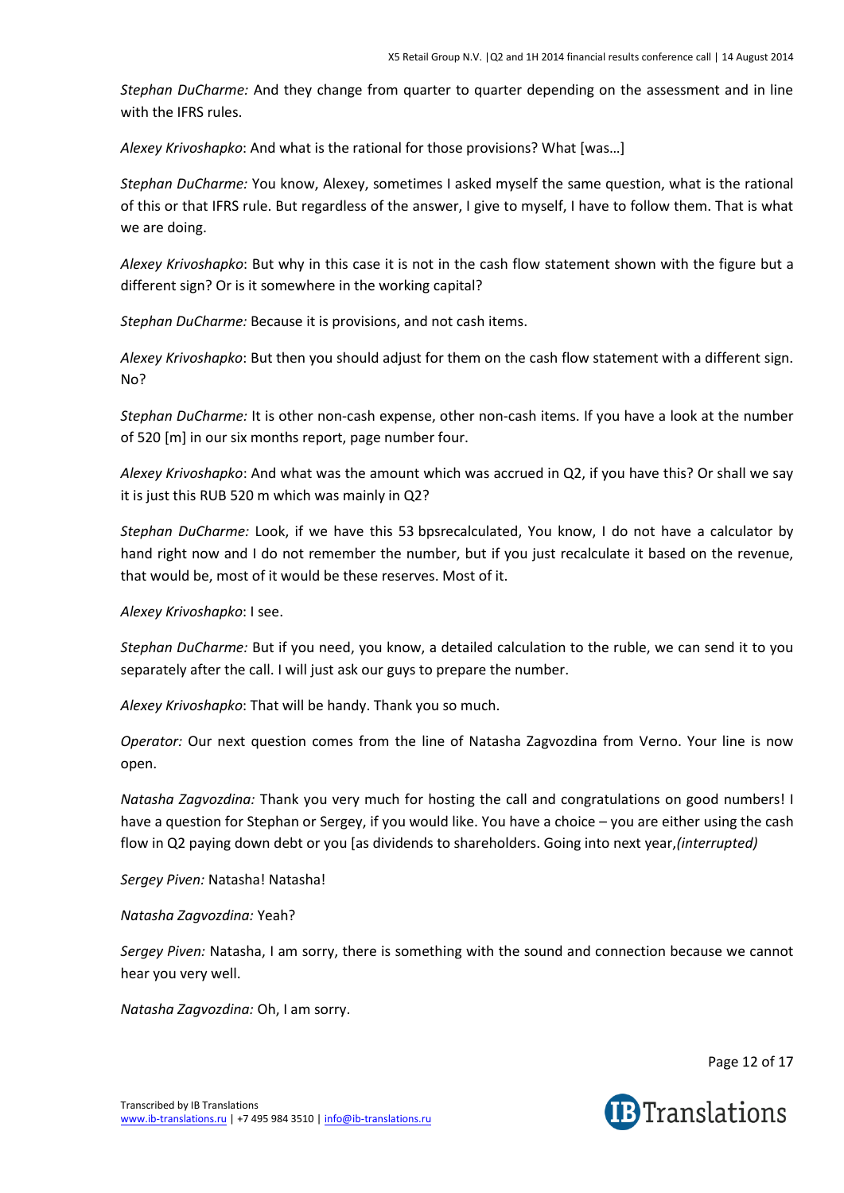*Stephan DuCharme:* And they change from quarter to quarter depending on the assessment and in line with the IFRS rules.

*Alexey Krivoshapko*: And what is the rational for those provisions? What [was…]

*Stephan DuCharme:* You know, Alexey, sometimes I asked myself the same question, what is the rational of this or that IFRS rule. But regardless of the answer, I give to myself, I have to follow them. That is what we are doing.

*Alexey Krivoshapko*: But why in this case it is not in the cash flow statement shown with the figure but a different sign? Or is it somewhere in the working capital?

*Stephan DuCharme:* Because it is provisions, and not cash items.

*Alexey Krivoshapko*: But then you should adjust for them on the cash flow statement with a different sign. No?

*Stephan DuCharme:* It is other non-cash expense, other non-cash items. If you have a look at the number of 520 [m] in our six months report, page number four.

*Alexey Krivoshapko*: And what was the amount which was accrued in Q2, if you have this? Or shall we say it is just this RUB 520 m which was mainly in Q2?

*Stephan DuCharme:* Look, if we have this 53 bpsrecalculated, You know, I do not have a calculator by hand right now and I do not remember the number, but if you just recalculate it based on the revenue, that would be, most of it would be these reserves. Most of it.

*Alexey Krivoshapko*: I see.

*Stephan DuCharme:* But if you need, you know, a detailed calculation to the ruble, we can send it to you separately after the call. I will just ask our guys to prepare the number.

*Alexey Krivoshapko*: That will be handy. Thank you so much.

*Operator:* Our next question comes from the line of Natasha Zagvozdina from Verno. Your line is now open.

*Natasha Zagvozdina:* Thank you very much for hosting the call and congratulations on good numbers! I have a question for Stephan or Sergey, if you would like. You have a choice – you are either using the cash flow in Q2 paying down debt or you [as dividends to shareholders. Going into next year,*(interrupted)*

*Sergey Piven:* Natasha! Natasha!

*Natasha Zagvozdina:* Yeah?

*Sergey Piven:* Natasha, I am sorry, there is something with the sound and connection because we cannot hear you very well.

*Natasha Zagvozdina:* Oh, I am sorry.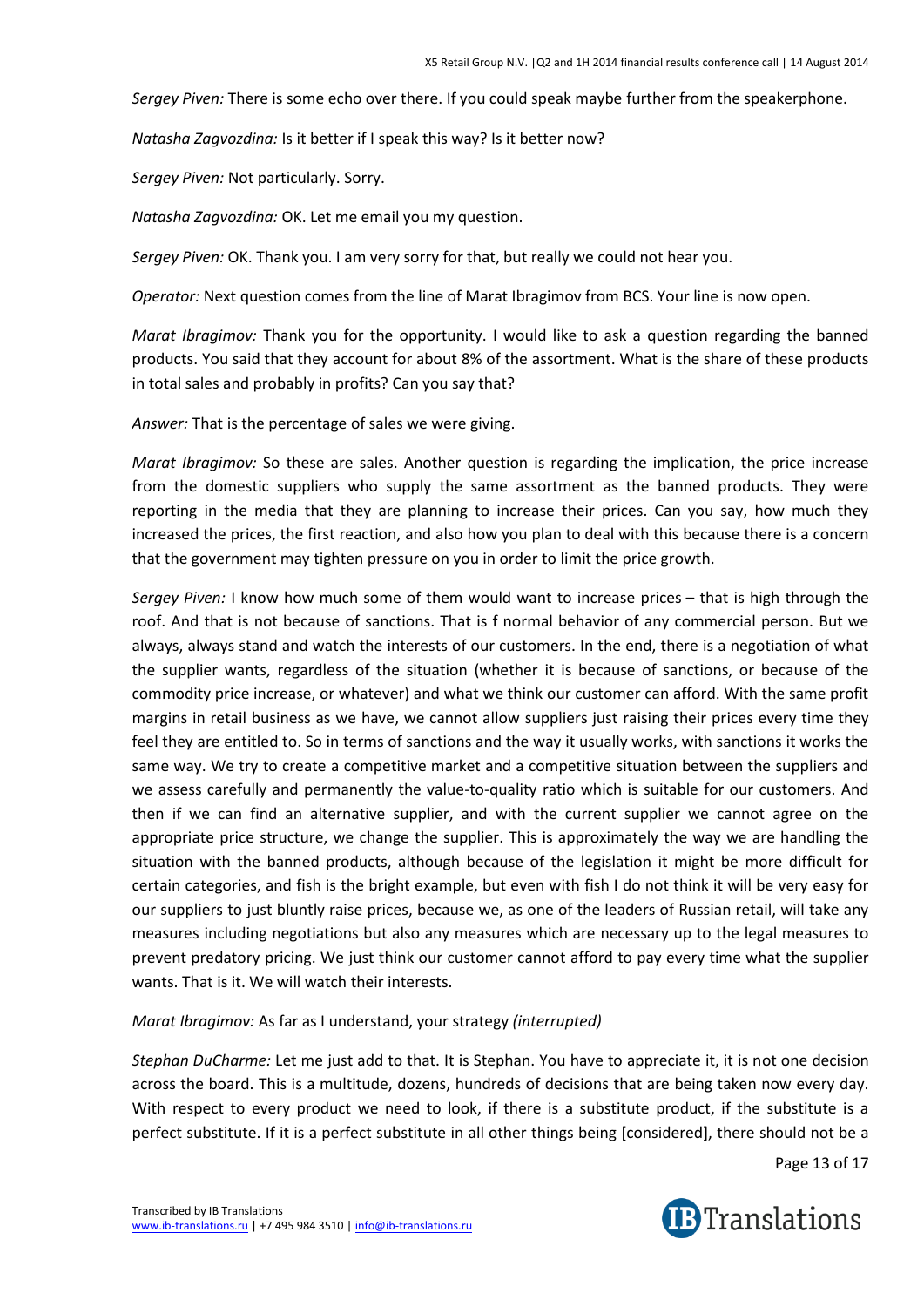*Sergey Piven:* There is some echo over there. If you could speak maybe further from the speakerphone.

*Natasha Zagvozdina:* Is it better if I speak this way? Is it better now?

*Sergey Piven:* Not particularly. Sorry.

*Natasha Zagvozdina:* OK. Let me email you my question.

*Sergey Piven:* OK. Thank you. I am very sorry for that, but really we could not hear you.

*Operator:* Next question comes from the line of Marat Ibragimov from BCS. Your line is now open.

*Marat Ibragimov:* Thank you for the opportunity. I would like to ask a question regarding the banned products. You said that they account for about 8% of the assortment. What is the share of these products in total sales and probably in profits? Can you say that?

*Answer:* That is the percentage of sales we were giving.

*Marat Ibragimov:* So these are sales. Another question is regarding the implication, the price increase from the domestic suppliers who supply the same assortment as the banned products. They were reporting in the media that they are planning to increase their prices. Can you say, how much they increased the prices, the first reaction, and also how you plan to deal with this because there is a concern that the government may tighten pressure on you in order to limit the price growth.

*Sergey Piven:* I know how much some of them would want to increase prices – that is high through the roof. And that is not because of sanctions. That is f normal behavior of any commercial person. But we always, always stand and watch the interests of our customers. In the end, there is a negotiation of what the supplier wants, regardless of the situation (whether it is because of sanctions, or because of the commodity price increase, or whatever) and what we think our customer can afford. With the same profit margins in retail business as we have, we cannot allow suppliers just raising their prices every time they feel they are entitled to. So in terms of sanctions and the way it usually works, with sanctions it works the same way. We try to create a competitive market and a competitive situation between the suppliers and we assess carefully and permanently the value-to-quality ratio which is suitable for our customers. And then if we can find an alternative supplier, and with the current supplier we cannot agree on the appropriate price structure, we change the supplier. This is approximately the way we are handling the situation with the banned products, although because of the legislation it might be more difficult for certain categories, and fish is the bright example, but even with fish I do not think it will be very easy for our suppliers to just bluntly raise prices, because we, as one of the leaders of Russian retail, will take any measures including negotiations but also any measures which are necessary up to the legal measures to prevent predatory pricing. We just think our customer cannot afford to pay every time what the supplier wants. That is it. We will watch their interests.

*Marat Ibragimov:* As far as I understand, your strategy *(interrupted)*

*Stephan DuCharme:* Let me just add to that. It is Stephan. You have to appreciate it, it is not one decision across the board. This is a multitude, dozens, hundreds of decisions that are being taken now every day. With respect to every product we need to look, if there is a substitute product, if the substitute is a perfect substitute. If it is a perfect substitute in all other things being [considered], there should not be a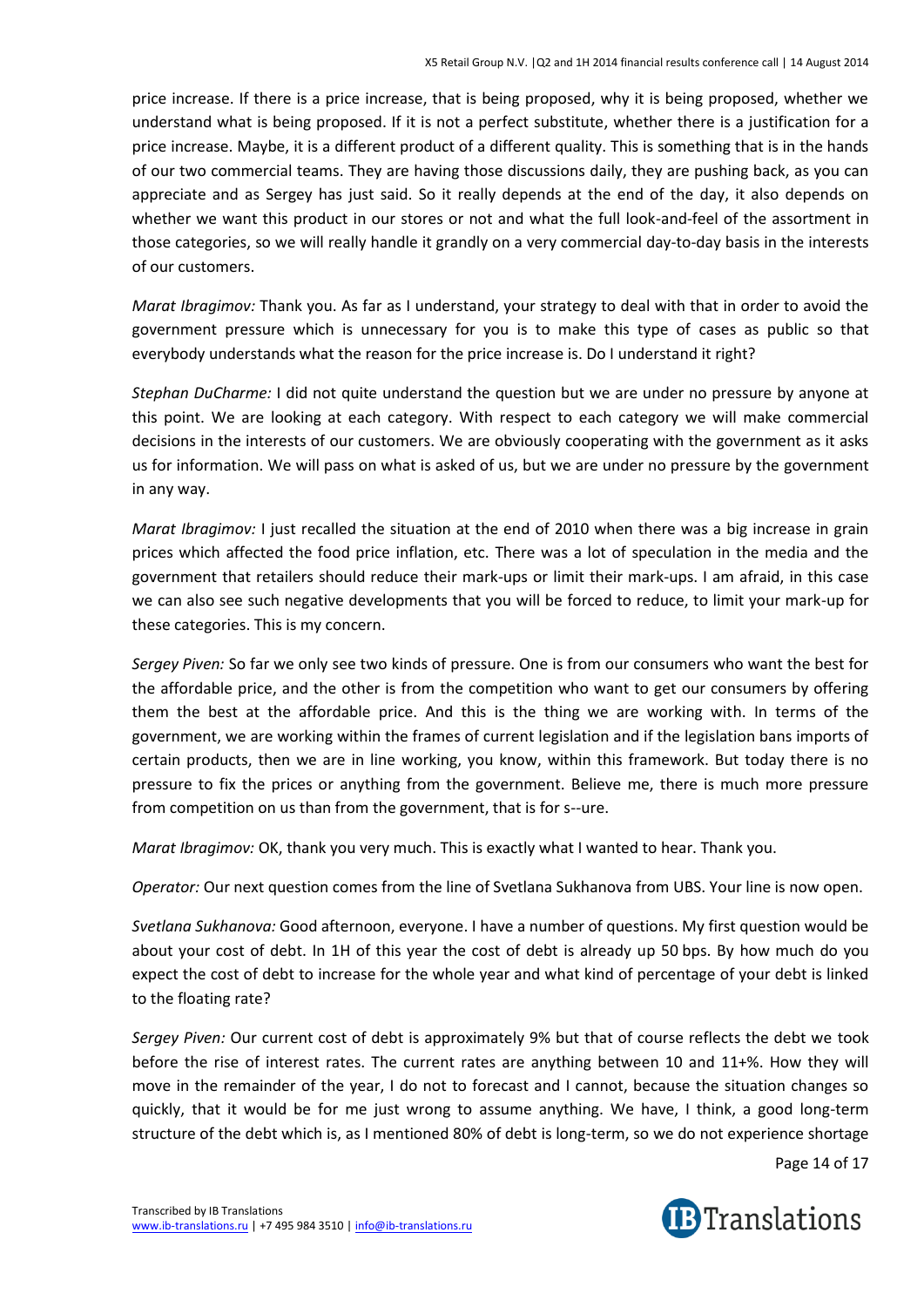price increase. If there is a price increase, that is being proposed, why it is being proposed, whether we understand what is being proposed. If it is not a perfect substitute, whether there is a justification for a price increase. Maybe, it is a different product of a different quality. This is something that is in the hands of our two commercial teams. They are having those discussions daily, they are pushing back, as you can appreciate and as Sergey has just said. So it really depends at the end of the day, it also depends on whether we want this product in our stores or not and what the full look-and-feel of the assortment in those categories, so we will really handle it grandly on a very commercial day-to-day basis in the interests of our customers.

*Marat Ibragimov:* Thank you. As far as I understand, your strategy to deal with that in order to avoid the government pressure which is unnecessary for you is to make this type of cases as public so that everybody understands what the reason for the price increase is. Do I understand it right?

*Stephan DuCharme:* I did not quite understand the question but we are under no pressure by anyone at this point. We are looking at each category. With respect to each category we will make commercial decisions in the interests of our customers. We are obviously cooperating with the government as it asks us for information. We will pass on what is asked of us, but we are under no pressure by the government in any way.

*Marat Ibragimov:* I just recalled the situation at the end of 2010 when there was a big increase in grain prices which affected the food price inflation, etc. There was a lot of speculation in the media and the government that retailers should reduce their mark-ups or limit their mark-ups. I am afraid, in this case we can also see such negative developments that you will be forced to reduce, to limit your mark-up for these categories. This is my concern.

*Sergey Piven:* So far we only see two kinds of pressure. One is from our consumers who want the best for the affordable price, and the other is from the competition who want to get our consumers by offering them the best at the affordable price. And this is the thing we are working with. In terms of the government, we are working within the frames of current legislation and if the legislation bans imports of certain products, then we are in line working, you know, within this framework. But today there is no pressure to fix the prices or anything from the government. Believe me, there is much more pressure from competition on us than from the government, that is for s--ure.

*Marat Ibragimov:* OK, thank you very much. This is exactly what I wanted to hear. Thank you.

*Operator:* Our next question comes from the line of Svetlana Sukhanova from UBS. Your line is now open.

*Svetlana Sukhanova:* Good afternoon, everyone. I have a number of questions. My first question would be about your cost of debt. In 1H of this year the cost of debt is already up 50 bps. By how much do you expect the cost of debt to increase for the whole year and what kind of percentage of your debt is linked to the floating rate?

*Sergey Piven:* Our current cost of debt is approximately 9% but that of course reflects the debt we took before the rise of interest rates. The current rates are anything between 10 and 11+%. How they will move in the remainder of the year, I do not to forecast and I cannot, because the situation changes so quickly, that it would be for me just wrong to assume anything. We have, I think, a good long-term structure of the debt which is, as I mentioned 80% of debt is long-term, so we do not experience shortage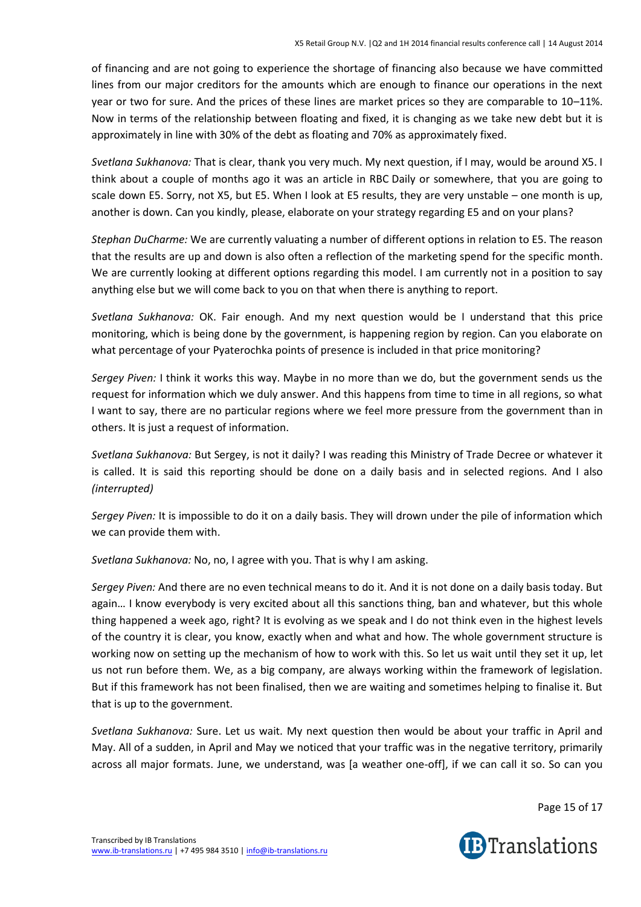of financing and are not going to experience the shortage of financing also because we have committed lines from our major creditors for the amounts which are enough to finance our operations in the next year or two for sure. And the prices of these lines are market prices so they are comparable to 10–11%. Now in terms of the relationship between floating and fixed, it is changing as we take new debt but it is approximately in line with 30% of the debt as floating and 70% as approximately fixed.

*Svetlana Sukhanova:* That is clear, thank you very much. My next question, if I may, would be around X5. I think about a couple of months ago it was an article in RBC Daily or somewhere, that you are going to scale down E5. Sorry, not X5, but E5. When I look at E5 results, they are very unstable – one month is up, another is down. Can you kindly, please, elaborate on your strategy regarding E5 and on your plans?

*Stephan DuCharme:* We are currently valuating a number of different options in relation to E5. The reason that the results are up and down is also often a reflection of the marketing spend for the specific month. We are currently looking at different options regarding this model. I am currently not in a position to say anything else but we will come back to you on that when there is anything to report.

*Svetlana Sukhanova:* OK. Fair enough. And my next question would be I understand that this price monitoring, which is being done by the government, is happening region by region. Can you elaborate on what percentage of your Pyaterochka points of presence is included in that price monitoring?

*Sergey Piven:* I think it works this way. Maybe in no more than we do, but the government sends us the request for information which we duly answer. And this happens from time to time in all regions, so what I want to say, there are no particular regions where we feel more pressure from the government than in others. It is just a request of information.

*Svetlana Sukhanova:* But Sergey, is not it daily? I was reading this Ministry of Trade Decree or whatever it is called. It is said this reporting should be done on a daily basis and in selected regions. And I also *(interrupted)*

*Sergey Piven:* It is impossible to do it on a daily basis. They will drown under the pile of information which we can provide them with.

*Svetlana Sukhanova:* No, no, I agree with you. That is why I am asking.

*Sergey Piven:* And there are no even technical means to do it. And it is not done on a daily basis today. But again… I know everybody is very excited about all this sanctions thing, ban and whatever, but this whole thing happened a week ago, right? It is evolving as we speak and I do not think even in the highest levels of the country it is clear, you know, exactly when and what and how. The whole government structure is working now on setting up the mechanism of how to work with this. So let us wait until they set it up, let us not run before them. We, as a big company, are always working within the framework of legislation. But if this framework has not been finalised, then we are waiting and sometimes helping to finalise it. But that is up to the government.

*Svetlana Sukhanova:* Sure. Let us wait. My next question then would be about your traffic in April and May. All of a sudden, in April and May we noticed that your traffic was in the negative territory, primarily across all major formats. June, we understand, was [a weather one-off], if we can call it so. So can you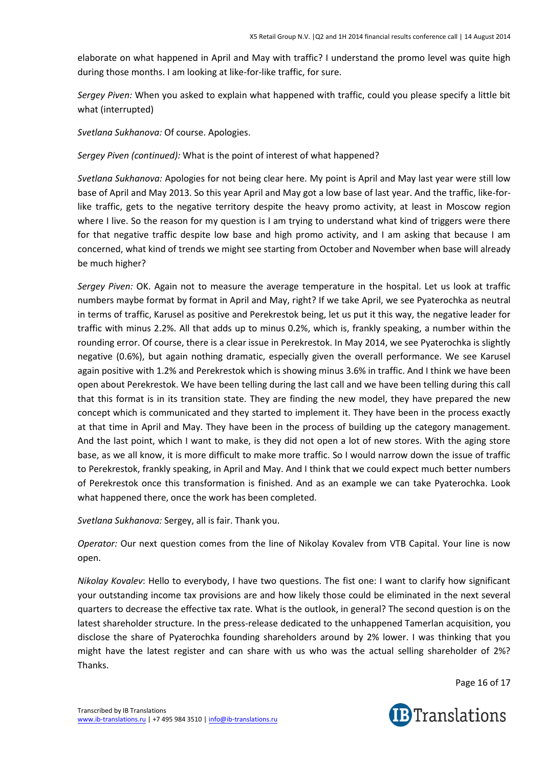elaborate on what happened in April and May with traffic? I understand the promo level was quite high during those months. I am looking at like-for-like traffic, for sure.

*Sergey Piven:* When you asked to explain what happened with traffic, could you please specify a little bit what (interrupted)

*Svetlana Sukhanova:* Of course. Apologies.

*Sergey Piven (continued):* What is the point of interest of what happened?

*Svetlana Sukhanova:* Apologies for not being clear here. My point is April and May last year were still low base of April and May 2013. So this year April and May got a low base of last year. And the traffic, like-for-like traffic, gets to the negative territory despite the heavy promo activity, at least in Moscow region where I live. So the reason for my question is I am trying to understand what kind of triggers were there for that negative traffic despite low base and high promo activity, and I am asking that because I am concerned, what kind of trends we might see starting from October and November when base will already be much higher?

*Sergey Piven:* OK. Again not to measure the average temperature in the hospital. Let us look at traffic numbers maybe format by format in April and May, right? If we take April, we see Pyaterochka as neutral in terms of traffic, Karusel as positive and Perekrestok being, let us put it this way, the negative leader for traffic with minus 2.2%. All that adds up to minus 0.2%, which is, frankly speaking, a number within the rounding error. Of course, there is a clear issue in Perekrestok. In May 2014, we see Pyaterochka is slightly negative (0.6%), but again nothing dramatic, especially given the overall performance. We see Karusel again positive with 1.2% and Perekrestok which is showing minus 3.6% in traffic. And I think we have been open about Perekrestok. We have been telling during the last call and we have been telling during this call that this format is in its transition state. They are finding the new model, they have prepared the new concept which is communicated and they started to implement it. They have been in the process exactly at that time in April and May. They have been in the process of building up the category management. And the last point, which I want to make, is they did not open a lot of new stores. With the aging store base, as we all know, it is more difficult to make more traffic. So I would narrow down the issue of traffic to Perekrestok, frankly speaking, in April and May. And I think that we could expect much better numbers of Perekrestok once this transformation is finished. And as an example we can take Pyaterochka. Look what happened there, once the work has been completed.

*Svetlana Sukhanova:* Sergey, all is fair. Thank you.

*Operator:* Our next question comes from the line of Nikolay Kovalev from VTB Capital. Your line is now open.

*Nikolay Kovalev*: Hello to everybody, I have two questions. The fist one: I want to clarify how significant your outstanding income tax provisions are and how likely those could be eliminated in the next several quarters to decrease the effective tax rate. What is the outlook, in general? The second question is on the latest shareholder structure. In the press-release dedicated to the unhappened Tamerlan acquisition, you disclose the share of Pyaterochka founding shareholders around by 2% lower. I was thinking that you might have the latest register and can share with us who was the actual selling shareholder of 2%? Thanks.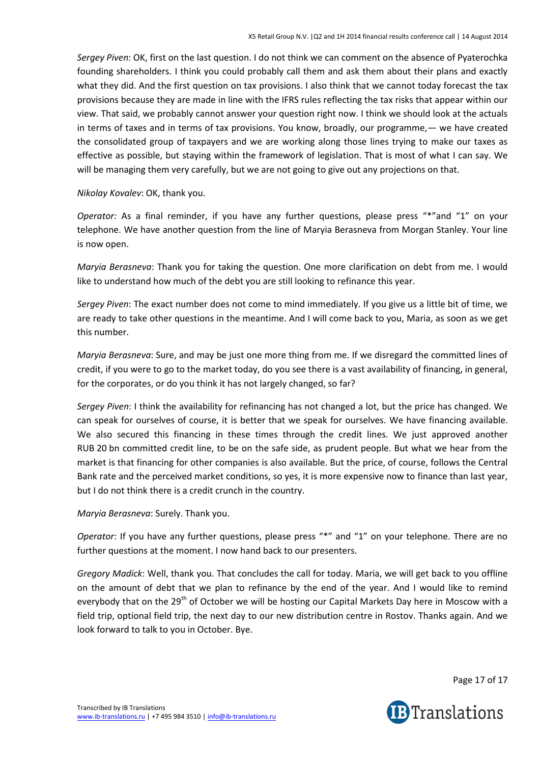*Sergey Piven*: OK, first on the last question. I do not think we can comment on the absence of Pyaterochka founding shareholders. I think you could probably call them and ask them about their plans and exactly what they did. And the first question on tax provisions. I also think that we cannot today forecast the tax provisions because they are made in line with the IFRS rules reflecting the tax risks that appear within our view. That said, we probably cannot answer your question right now. I think we should look at the actuals in terms of taxes and in terms of tax provisions. You know, broadly, our programme,— we have created the consolidated group of taxpayers and we are working along those lines trying to make our taxes as effective as possible, but staying within the framework of legislation. That is most of what I can say. We will be managing them very carefully, but we are not going to give out any projections on that.

*Nikolay Kovalev*: OK, thank you.

*Operator:* As a final reminder, if you have any further questions, please press "*"and "1" on your telephone. We have another question from the line of Maryia Berasneva from Morgan Stanley. Your line is now open.

*Maryia Berasneva*: Thank you for taking the question. One more clarification on debt from me. I would like to understand how much of the debt you are still looking to refinance this year.

*Sergey Piven*: The exact number does not come to mind immediately. If you give us a little bit of time, we are ready to take other questions in the meantime. And I will come back to you, Maria, as soon as we get this number.

*Maryia Berasneva*: Sure, and may be just one more thing from me. If we disregard the committed lines of credit, if you were to go to the market today, do you see there is a vast availability of financing, in general, for the corporates, or do you think it has not largely changed, so far?

*Sergey Piven*: I think the availability for refinancing has not changed a lot, but the price has changed. We can speak for ourselves of course, it is better that we speak for ourselves. We have financing available. We also secured this financing in these times through the credit lines. We just approved another RUB 20 bn committed credit line, to be on the safe side, as prudent people. But what we hear from the market is that financing for other companies is also available. But the price, of course, follows the Central Bank rate and the perceived market conditions, so yes, it is more expensive now to finance than last year, but I do not think there is a credit crunch in the country.

*Maryia Berasneva*: Surely. Thank you.

*Operator*: If you have any further questions, please press "*" and "1" on your telephone. There are no further questions at the moment. I now hand back to our presenters.

*Gregory Madick*: Well, thank you. That concludes the call for today. Maria, we will get back to you offline on the amount of debt that we plan to refinance by the end of the year. And I would like to remind everybody that on the 29th of October we will be hosting our Capital Markets Day here in Moscow with a field trip, optional field trip, the next day to our new distribution centre in Rostov. Thanks again. And we look forward to talk to you in October. Bye.

Transcribed by IB Translations
www.ib-translations.ru | +7 495 984 3510 | info@ib-translations.ru